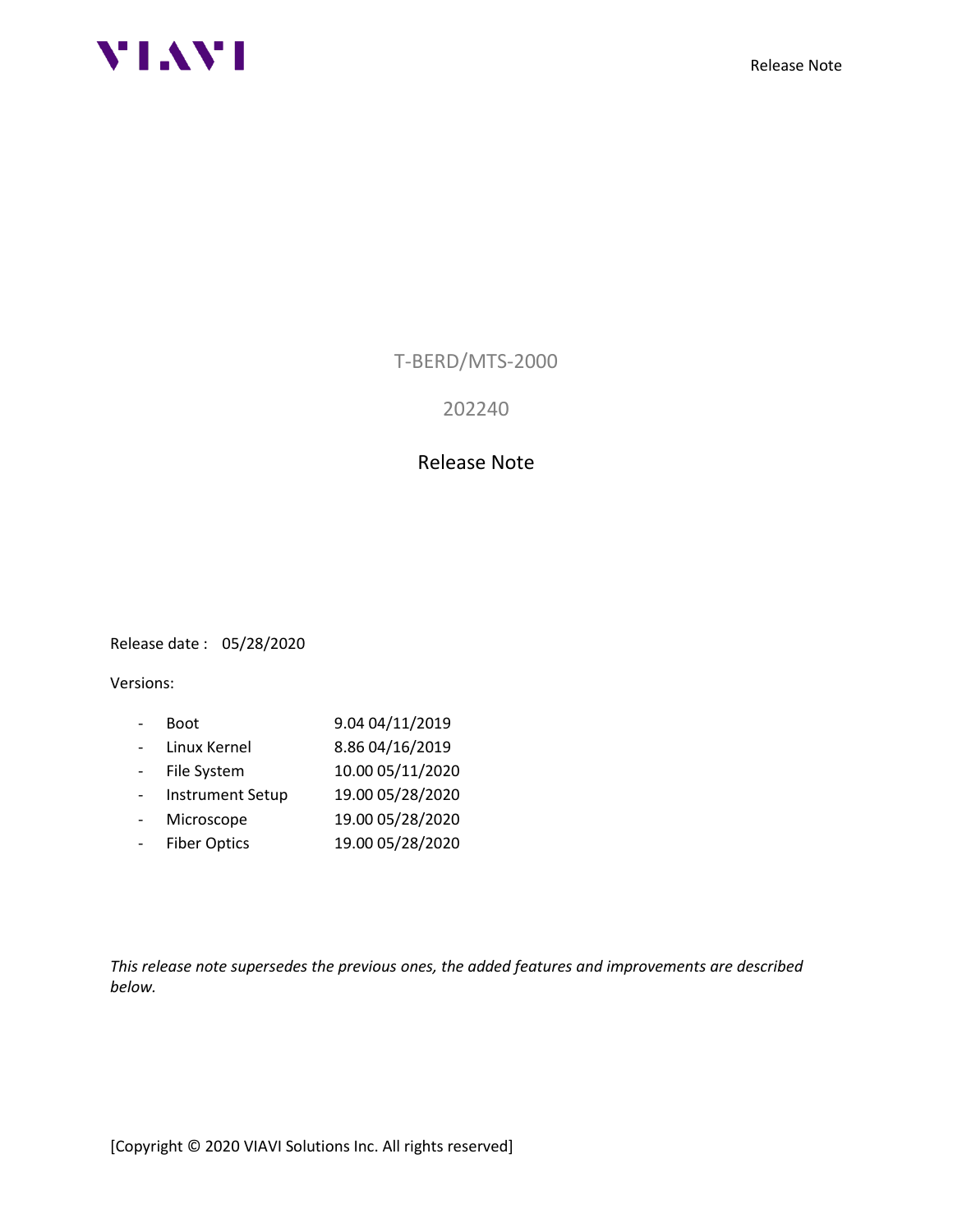# T-BERD/MTS-2000

## 202240

## Release Note

Release date : 05/28/2020

Versions:

- Boot 9.04 04/11/2019
- Linux Kernel 8.86 04/16/2019
- File System 10.00 05/11/2020
- Instrument Setup 19.00 05/28/2020
- Microscope 19.00 05/28/2020
- Fiber Optics 19.00 05/28/2020

*This release note supersedes the previous ones, the added features and improvements are described below.*

[Copyright © 2020 VIAVI Solutions Inc. All rights reserved]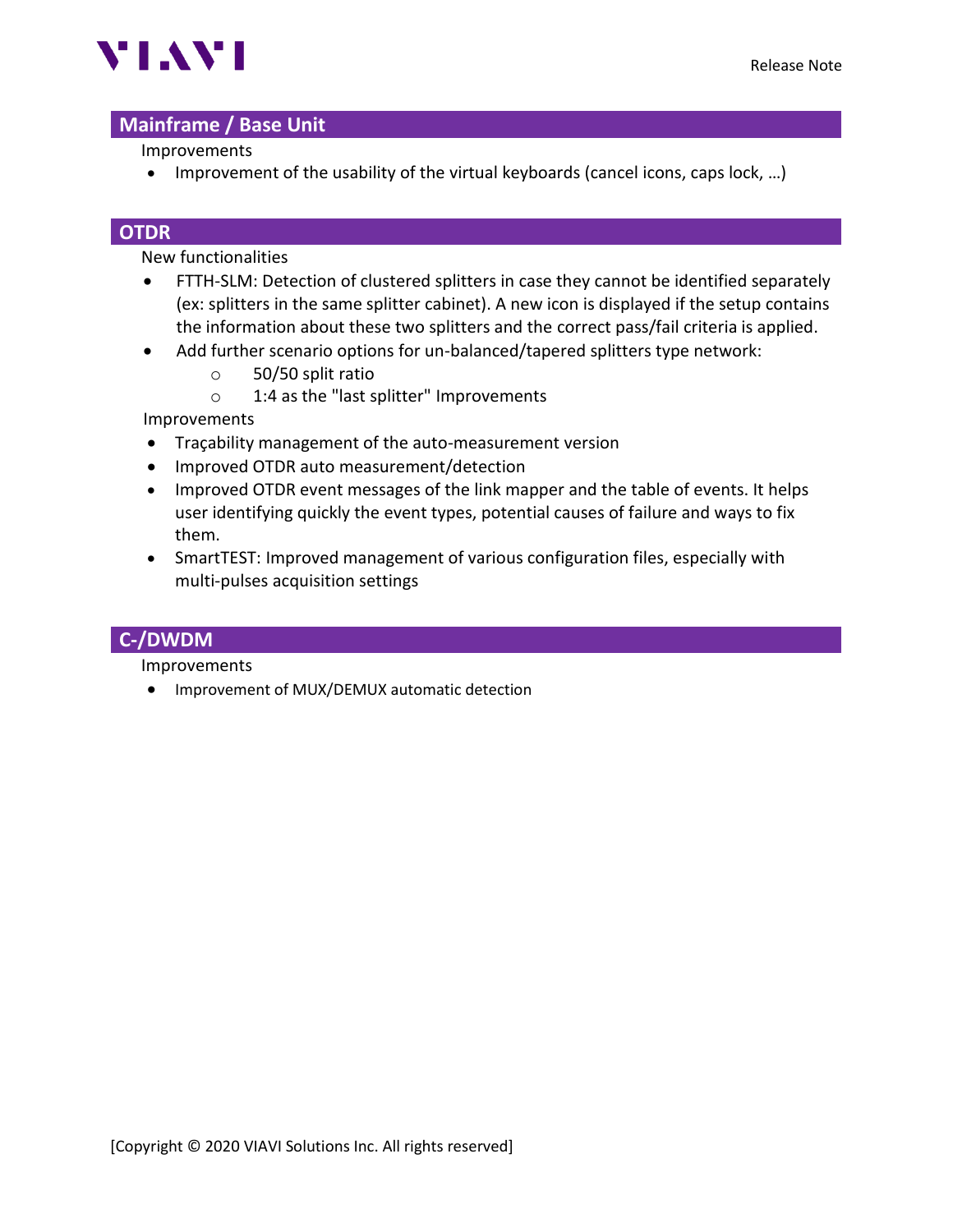## Mainframe / Base Unit

Improvements

- Improvement of the usability of the virtual keyboards (cancel icons, caps lock, …)

## OTDR

New functionalities

- FTTH-SLM: Detection of clustered splitters in case they cannot be identified separately (ex: splitters in the same splitter cabinet). A new icon is displayed if the setup contains the information about these two splitters and the correct pass/fail criteria is applied.
- Add further scenario options for un-balanced/tapered splitters type network:
  - 50/50 split ratio
  - 1:4 as the "last splitter" Improvements

Improvements

- Traçability management of the auto-measurement version
- Improved OTDR auto measurement/detection
- Improved OTDR event messages of the link mapper and the table of events. It helps user identifying quickly the event types, potential causes of failure and ways to fix them.
- SmartTEST: Improved management of various configuration files, especially with multi-pulses acquisition settings

## C-/DWDM

Improvements

- Improvement of MUX/DEMUX automatic detection

[Copyright © 2020 VIAVI Solutions Inc. All rights reserved]